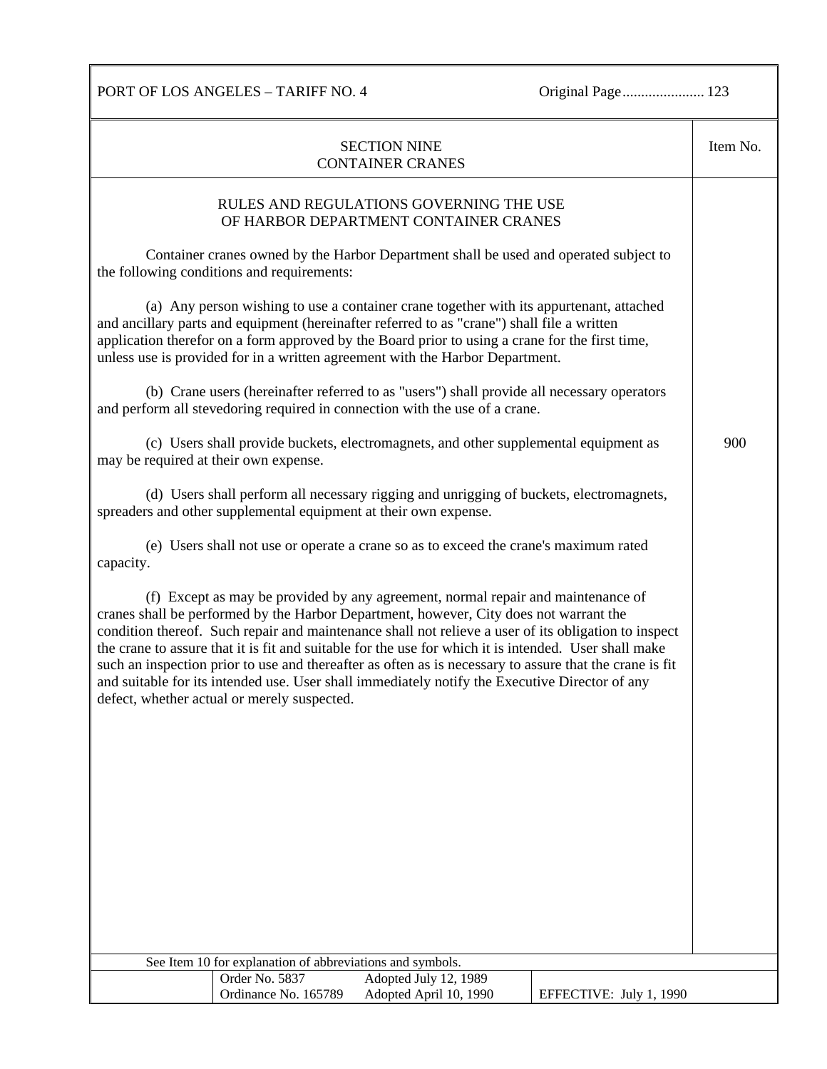PORT OF LOS ANGELES – TARIFF NO. 4 — Original Page 123

## SECTION NINE
## CONTAINER CRANES

Item No. 900

### RULES AND REGULATIONS GOVERNING THE USE OF HARBOR DEPARTMENT CONTAINER CRANES

Container cranes owned by the Harbor Department shall be used and operated subject to the following conditions and requirements:

(a) Any person wishing to use a container crane together with its appurtenant, attached and ancillary parts and equipment (hereinafter referred to as "crane") shall file a written application therefor on a form approved by the Board prior to using a crane for the first time, unless use is provided for in a written agreement with the Harbor Department.

(b) Crane users (hereinafter referred to as "users") shall provide all necessary operators and perform all stevedoring required in connection with the use of a crane.

(c) Users shall provide buckets, electromagnets, and other supplemental equipment as may be required at their own expense.

(d) Users shall perform all necessary rigging and unrigging of buckets, electromagnets, spreaders and other supplemental equipment at their own expense.

(e) Users shall not use or operate a crane so as to exceed the crane's maximum rated capacity.

(f) Except as may be provided by any agreement, normal repair and maintenance of cranes shall be performed by the Harbor Department, however, City does not warrant the condition thereof. Such repair and maintenance shall not relieve a user of its obligation to inspect the crane to assure that it is fit and suitable for the use for which it is intended. User shall make such an inspection prior to use and thereafter as often as is necessary to assure that the crane is fit and suitable for its intended use. User shall immediately notify the Executive Director of any defect, whether actual or merely suspected.

See Item 10 for explanation of abbreviations and symbols.

| Order No. 5837 | Adopted July 12, 1989 | |
|---|---|---|
| Ordinance No. 165789 | Adopted April 10, 1990 | EFFECTIVE: July 1, 1990 |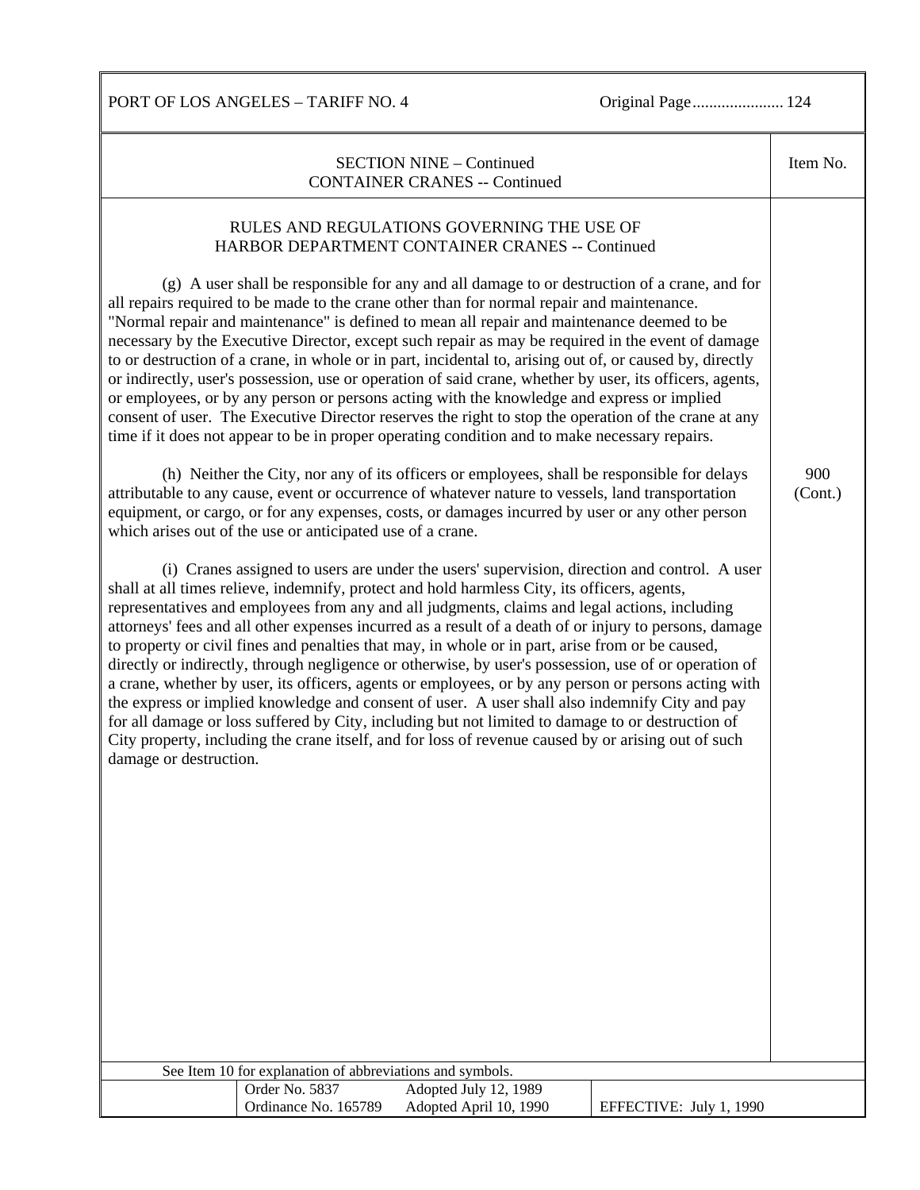SECTION NINE – Continued
CONTAINER CRANES -- Continued

Item No. 900 (Cont.)

RULES AND REGULATIONS GOVERNING THE USE OF HARBOR DEPARTMENT CONTAINER CRANES -- Continued

(g) A user shall be responsible for any and all damage to or destruction of a crane, and for all repairs required to be made to the crane other than for normal repair and maintenance. "Normal repair and maintenance" is defined to mean all repair and maintenance deemed to be necessary by the Executive Director, except such repair as may be required in the event of damage to or destruction of a crane, in whole or in part, incidental to, arising out of, or caused by, directly or indirectly, user's possession, use or operation of said crane, whether by user, its officers, agents, or employees, or by any person or persons acting with the knowledge and express or implied consent of user. The Executive Director reserves the right to stop the operation of the crane at any time if it does not appear to be in proper operating condition and to make necessary repairs.

(h) Neither the City, nor any of its officers or employees, shall be responsible for delays attributable to any cause, event or occurrence of whatever nature to vessels, land transportation equipment, or cargo, or for any expenses, costs, or damages incurred by user or any other person which arises out of the use or anticipated use of a crane.

(i) Cranes assigned to users are under the users' supervision, direction and control. A user shall at all times relieve, indemnify, protect and hold harmless City, its officers, agents, representatives and employees from any and all judgments, claims and legal actions, including attorneys' fees and all other expenses incurred as a result of a death of or injury to persons, damage to property or civil fines and penalties that may, in whole or in part, arise from or be caused, directly or indirectly, through negligence or otherwise, by user's possession, use of or operation of a crane, whether by user, its officers, agents or employees, or by any person or persons acting with the express or implied knowledge and consent of user. A user shall also indemnify City and pay for all damage or loss suffered by City, including but not limited to damage to or destruction of City property, including the crane itself, and for loss of revenue caused by or arising out of such damage or destruction.

See Item 10 for explanation of abbreviations and symbols.

| Order No. 5837 | Adopted July 12, 1989 | |
|---|---|---|
| Ordinance No. 165789 | Adopted April 10, 1990 | EFFECTIVE: July 1, 1990 |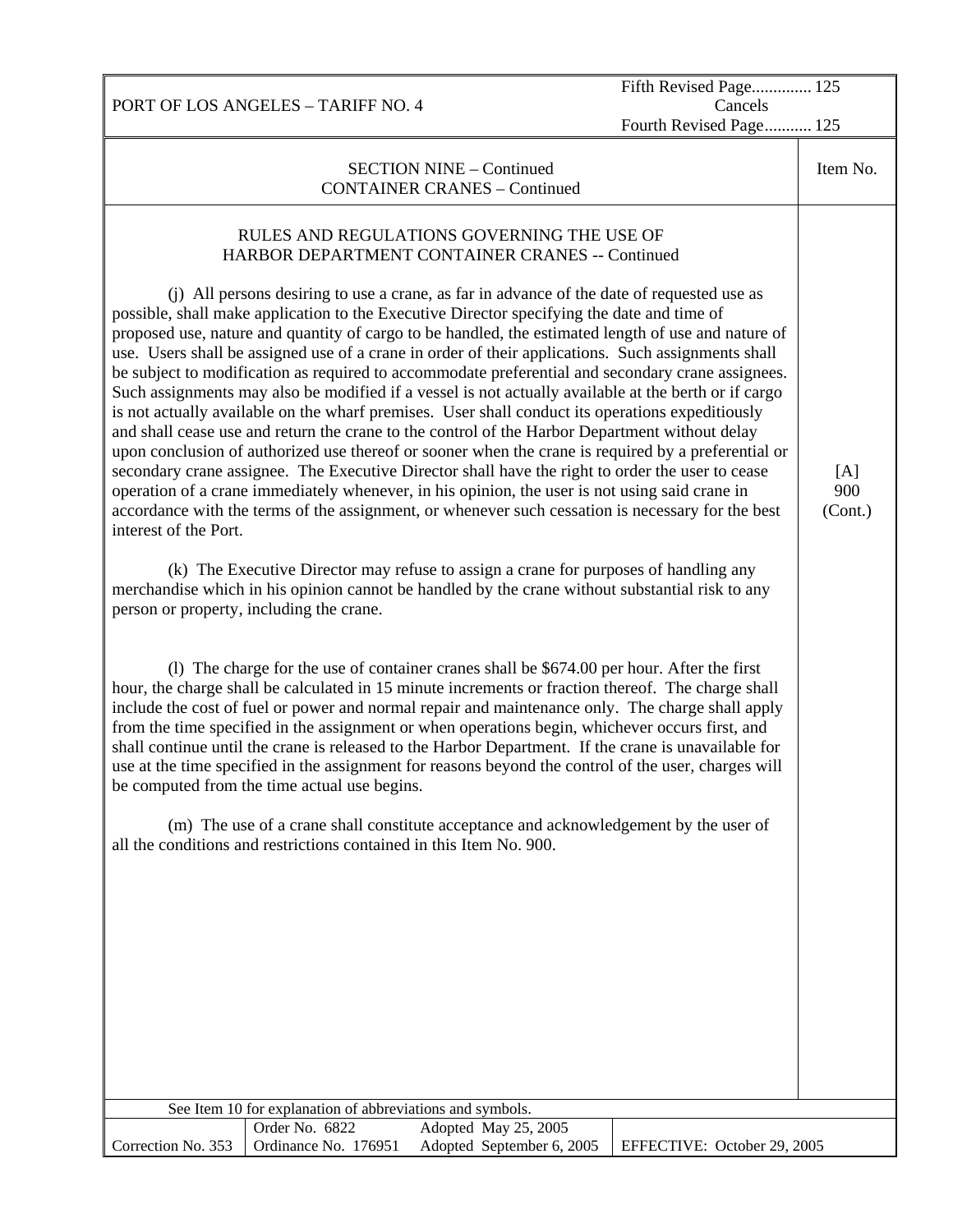PORT OF LOS ANGELES – TARIFF NO. 4

Fifth Revised Page............. 125
Cancels
Fourth Revised Page........... 125

SECTION NINE – Continued
CONTAINER CRANES – Continued

Item No. [A] 900 (Cont.)

RULES AND REGULATIONS GOVERNING THE USE OF
HARBOR DEPARTMENT CONTAINER CRANES -- Continued

(j) All persons desiring to use a crane, as far in advance of the date of requested use as possible, shall make application to the Executive Director specifying the date and time of proposed use, nature and quantity of cargo to be handled, the estimated length of use and nature of use. Users shall be assigned use of a crane in order of their applications. Such assignments shall be subject to modification as required to accommodate preferential and secondary crane assignees. Such assignments may also be modified if a vessel is not actually available at the berth or if cargo is not actually available on the wharf premises. User shall conduct its operations expeditiously and shall cease use and return the crane to the control of the Harbor Department without delay upon conclusion of authorized use thereof or sooner when the crane is required by a preferential or secondary crane assignee. The Executive Director shall have the right to order the user to cease operation of a crane immediately whenever, in his opinion, the user is not using said crane in accordance with the terms of the assignment, or whenever such cessation is necessary for the best interest of the Port.

(k) The Executive Director may refuse to assign a crane for purposes of handling any merchandise which in his opinion cannot be handled by the crane without substantial risk to any person or property, including the crane.

(l) The charge for the use of container cranes shall be $674.00 per hour. After the first hour, the charge shall be calculated in 15 minute increments or fraction thereof. The charge shall include the cost of fuel or power and normal repair and maintenance only. The charge shall apply from the time specified in the assignment or when operations begin, whichever occurs first, and shall continue until the crane is released to the Harbor Department. If the crane is unavailable for use at the time specified in the assignment for reasons beyond the control of the user, charges will be computed from the time actual use begins.

(m) The use of a crane shall constitute acceptance and acknowledgement by the user of all the conditions and restrictions contained in this Item No. 900.

See Item 10 for explanation of abbreviations and symbols.

| Correction No. 353 | Order No. 6822<br>Ordinance No. 176951 | Adopted May 25, 2005<br>Adopted September 6, 2005 | EFFECTIVE: October 29, 2005 |
|---|---|---|---|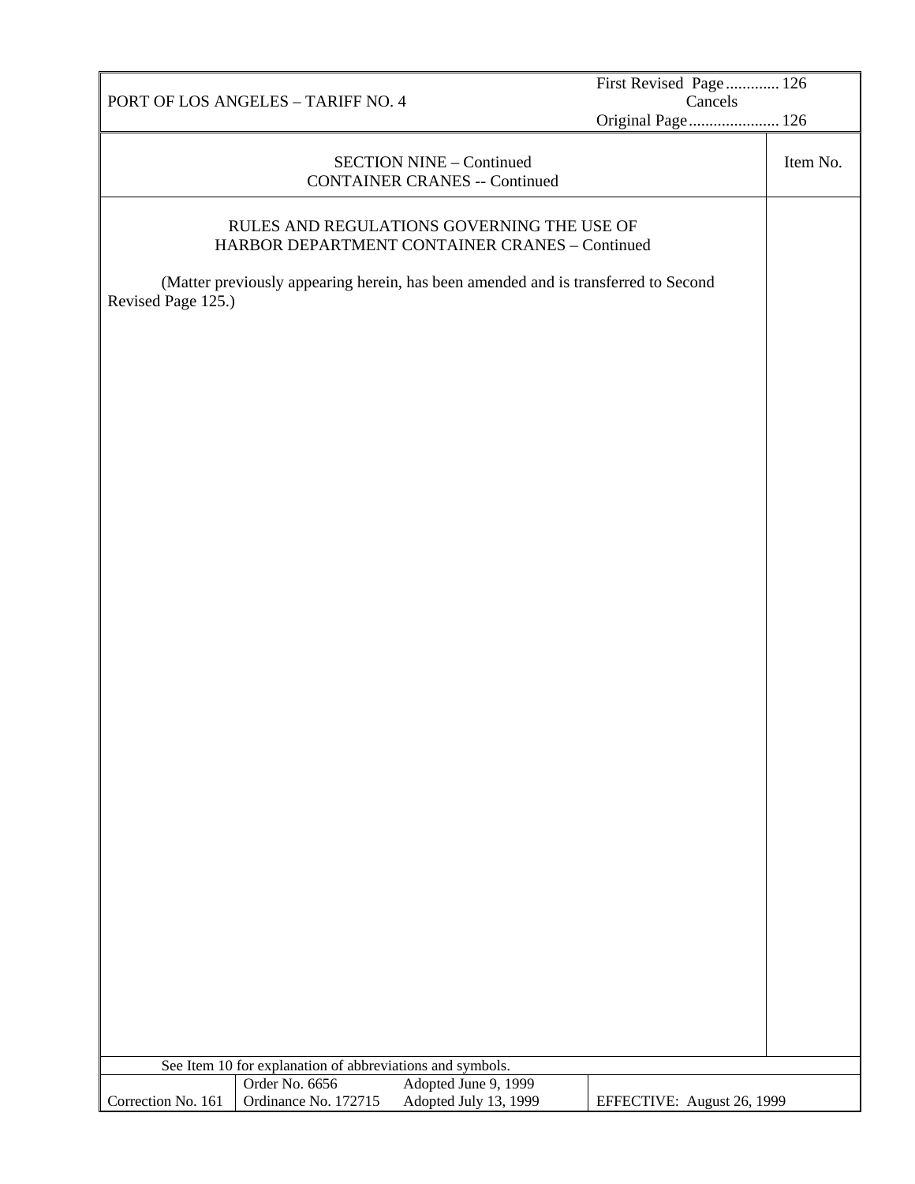PORT OF LOS ANGELES – TARIFF NO. 4

First Revised Page ............ 126
Cancels
Original Page ...................... 126

SECTION NINE – Continued
CONTAINER CRANES -- Continued

Item No.

RULES AND REGULATIONS GOVERNING THE USE OF
HARBOR DEPARTMENT CONTAINER CRANES – Continued

(Matter previously appearing herein, has been amended and is transferred to Second Revised Page 125.)

See Item 10 for explanation of abbreviations and symbols.

| | | | |
|---|---|---|---|
| Correction No. 161 | Order No. 6656<br>Ordinance No. 172715 | Adopted June 9, 1999<br>Adopted July 13, 1999 | EFFECTIVE: August 26, 1999 |